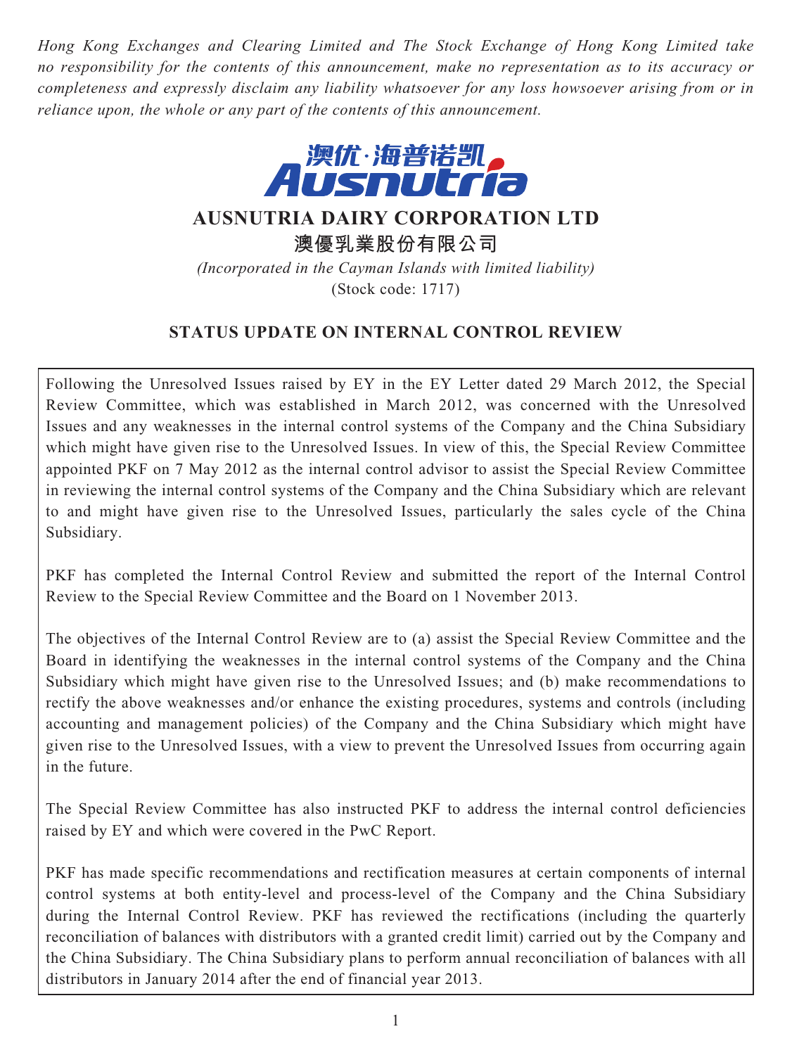*Hong Kong Exchanges and Clearing Limited and The Stock Exchange of Hong Kong Limited take no responsibility for the contents of this announcement, make no representation as to its accuracy or completeness and expressly disclaim any liability whatsoever for any loss howsoever arising from or in reliance upon, the whole or any part of the contents of this announcement.*

# AUSNUTRIA DAIRY CORPORATION LTD

# 澳優乳業股份有限公司

*(Incorporated in the Cayman Islands with limited liability)*

(Stock code: 1717)

## STATUS UPDATE ON INTERNAL CONTROL REVIEW

Following the Unresolved Issues raised by EY in the EY Letter dated 29 March 2012, the Special Review Committee, which was established in March 2012, was concerned with the Unresolved Issues and any weaknesses in the internal control systems of the Company and the China Subsidiary which might have given rise to the Unresolved Issues. In view of this, the Special Review Committee appointed PKF on 7 May 2012 as the internal control advisor to assist the Special Review Committee in reviewing the internal control systems of the Company and the China Subsidiary which are relevant to and might have given rise to the Unresolved Issues, particularly the sales cycle of the China Subsidiary.

PKF has completed the Internal Control Review and submitted the report of the Internal Control Review to the Special Review Committee and the Board on 1 November 2013.

The objectives of the Internal Control Review are to (a) assist the Special Review Committee and the Board in identifying the weaknesses in the internal control systems of the Company and the China Subsidiary which might have given rise to the Unresolved Issues; and (b) make recommendations to rectify the above weaknesses and/or enhance the existing procedures, systems and controls (including accounting and management policies) of the Company and the China Subsidiary which might have given rise to the Unresolved Issues, with a view to prevent the Unresolved Issues from occurring again in the future.

The Special Review Committee has also instructed PKF to address the internal control deficiencies raised by EY and which were covered in the PwC Report.

PKF has made specific recommendations and rectification measures at certain components of internal control systems at both entity-level and process-level of the Company and the China Subsidiary during the Internal Control Review. PKF has reviewed the rectifications (including the quarterly reconciliation of balances with distributors with a granted credit limit) carried out by the Company and the China Subsidiary. The China Subsidiary plans to perform annual reconciliation of balances with all distributors in January 2014 after the end of financial year 2013.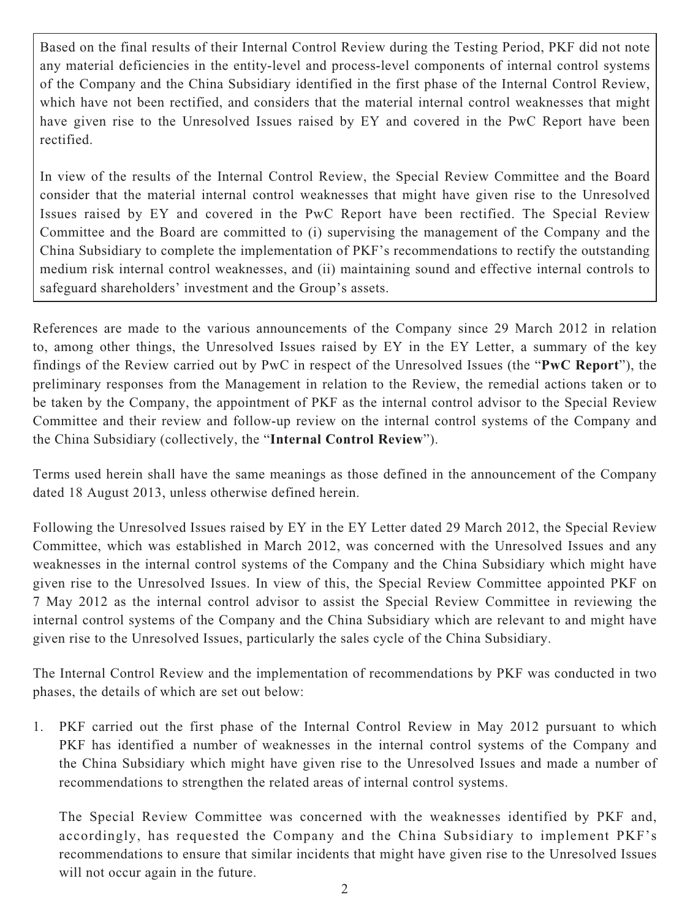Based on the final results of their Internal Control Review during the Testing Period, PKF did not note any material deficiencies in the entity-level and process-level components of internal control systems of the Company and the China Subsidiary identified in the first phase of the Internal Control Review, which have not been rectified, and considers that the material internal control weaknesses that might have given rise to the Unresolved Issues raised by EY and covered in the PwC Report have been rectified.

In view of the results of the Internal Control Review, the Special Review Committee and the Board consider that the material internal control weaknesses that might have given rise to the Unresolved Issues raised by EY and covered in the PwC Report have been rectified. The Special Review Committee and the Board are committed to (i) supervising the management of the Company and the China Subsidiary to complete the implementation of PKF's recommendations to rectify the outstanding medium risk internal control weaknesses, and (ii) maintaining sound and effective internal controls to safeguard shareholders' investment and the Group's assets.

References are made to the various announcements of the Company since 29 March 2012 in relation to, among other things, the Unresolved Issues raised by EY in the EY Letter, a summary of the key findings of the Review carried out by PwC in respect of the Unresolved Issues (the "**PwC Report**"), the preliminary responses from the Management in relation to the Review, the remedial actions taken or to be taken by the Company, the appointment of PKF as the internal control advisor to the Special Review Committee and their review and follow-up review on the internal control systems of the Company and the China Subsidiary (collectively, the "**Internal Control Review**").

Terms used herein shall have the same meanings as those defined in the announcement of the Company dated 18 August 2013, unless otherwise defined herein.

Following the Unresolved Issues raised by EY in the EY Letter dated 29 March 2012, the Special Review Committee, which was established in March 2012, was concerned with the Unresolved Issues and any weaknesses in the internal control systems of the Company and the China Subsidiary which might have given rise to the Unresolved Issues. In view of this, the Special Review Committee appointed PKF on 7 May 2012 as the internal control advisor to assist the Special Review Committee in reviewing the internal control systems of the Company and the China Subsidiary which are relevant to and might have given rise to the Unresolved Issues, particularly the sales cycle of the China Subsidiary.

The Internal Control Review and the implementation of recommendations by PKF was conducted in two phases, the details of which are set out below:

1. PKF carried out the first phase of the Internal Control Review in May 2012 pursuant to which PKF has identified a number of weaknesses in the internal control systems of the Company and the China Subsidiary which might have given rise to the Unresolved Issues and made a number of recommendations to strengthen the related areas of internal control systems.

   The Special Review Committee was concerned with the weaknesses identified by PKF and, accordingly, has requested the Company and the China Subsidiary to implement PKF's recommendations to ensure that similar incidents that might have given rise to the Unresolved Issues will not occur again in the future.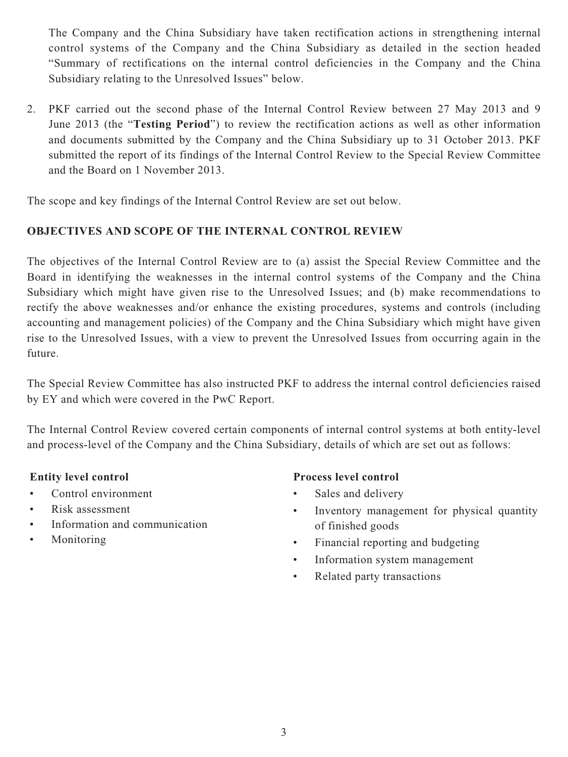The Company and the China Subsidiary have taken rectification actions in strengthening internal control systems of the Company and the China Subsidiary as detailed in the section headed "Summary of rectifications on the internal control deficiencies in the Company and the China Subsidiary relating to the Unresolved Issues" below.

2. PKF carried out the second phase of the Internal Control Review between 27 May 2013 and 9 June 2013 (the "**Testing Period**") to review the rectification actions as well as other information and documents submitted by the Company and the China Subsidiary up to 31 October 2013. PKF submitted the report of its findings of the Internal Control Review to the Special Review Committee and the Board on 1 November 2013.

The scope and key findings of the Internal Control Review are set out below.

**OBJECTIVES AND SCOPE OF THE INTERNAL CONTROL REVIEW**

The objectives of the Internal Control Review are to (a) assist the Special Review Committee and the Board in identifying the weaknesses in the internal control systems of the Company and the China Subsidiary which might have given rise to the Unresolved Issues; and (b) make recommendations to rectify the above weaknesses and/or enhance the existing procedures, systems and controls (including accounting and management policies) of the Company and the China Subsidiary which might have given rise to the Unresolved Issues, with a view to prevent the Unresolved Issues from occurring again in the future.

The Special Review Committee has also instructed PKF to address the internal control deficiencies raised by EY and which were covered in the PwC Report.

The Internal Control Review covered certain components of internal control systems at both entity-level and process-level of the Company and the China Subsidiary, details of which are set out as follows:

**Entity level control**

- Control environment
- Risk assessment
- Information and communication
- Monitoring

**Process level control**

- Sales and delivery
- Inventory management for physical quantity of finished goods
- Financial reporting and budgeting
- Information system management
- Related party transactions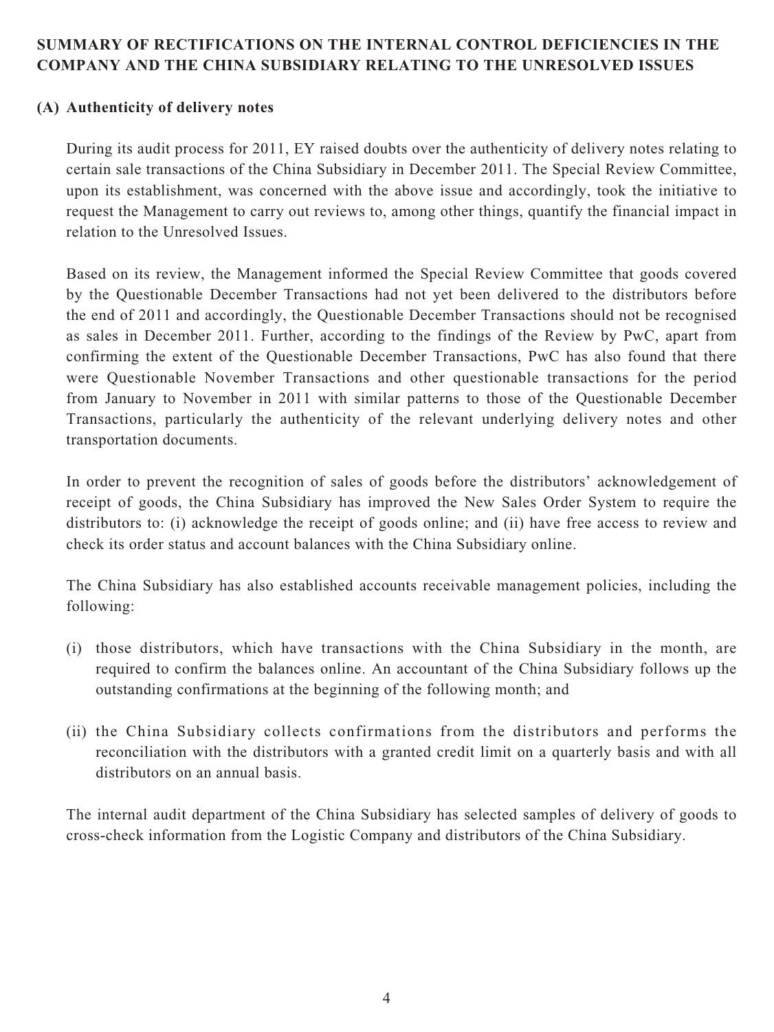## SUMMARY OF RECTIFICATIONS ON THE INTERNAL CONTROL DEFICIENCIES IN THE COMPANY AND THE CHINA SUBSIDIARY RELATING TO THE UNRESOLVED ISSUES

### (A) Authenticity of delivery notes

During its audit process for 2011, EY raised doubts over the authenticity of delivery notes relating to certain sale transactions of the China Subsidiary in December 2011. The Special Review Committee, upon its establishment, was concerned with the above issue and accordingly, took the initiative to request the Management to carry out reviews to, among other things, quantify the financial impact in relation to the Unresolved Issues.

Based on its review, the Management informed the Special Review Committee that goods covered by the Questionable December Transactions had not yet been delivered to the distributors before the end of 2011 and accordingly, the Questionable December Transactions should not be recognised as sales in December 2011. Further, according to the findings of the Review by PwC, apart from confirming the extent of the Questionable December Transactions, PwC has also found that there were Questionable November Transactions and other questionable transactions for the period from January to November in 2011 with similar patterns to those of the Questionable December Transactions, particularly the authenticity of the relevant underlying delivery notes and other transportation documents.

In order to prevent the recognition of sales of goods before the distributors' acknowledgement of receipt of goods, the China Subsidiary has improved the New Sales Order System to require the distributors to: (i) acknowledge the receipt of goods online; and (ii) have free access to review and check its order status and account balances with the China Subsidiary online.

The China Subsidiary has also established accounts receivable management policies, including the following:

(i) those distributors, which have transactions with the China Subsidiary in the month, are required to confirm the balances online. An accountant of the China Subsidiary follows up the outstanding confirmations at the beginning of the following month; and

(ii) the China Subsidiary collects confirmations from the distributors and performs the reconciliation with the distributors with a granted credit limit on a quarterly basis and with all distributors on an annual basis.

The internal audit department of the China Subsidiary has selected samples of delivery of goods to cross-check information from the Logistic Company and distributors of the China Subsidiary.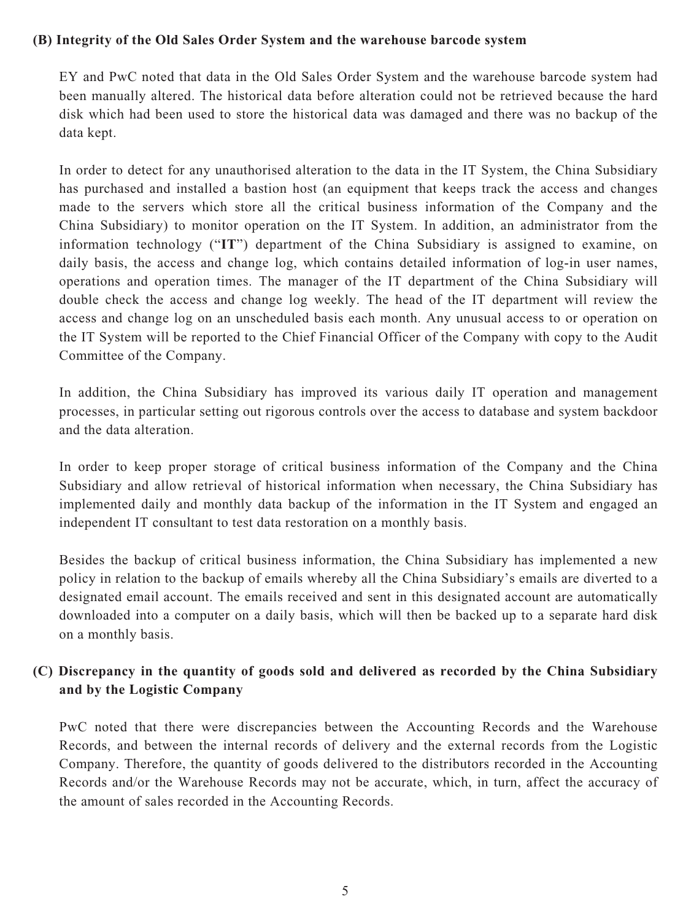**(B) Integrity of the Old Sales Order System and the warehouse barcode system**

EY and PwC noted that data in the Old Sales Order System and the warehouse barcode system had been manually altered. The historical data before alteration could not be retrieved because the hard disk which had been used to store the historical data was damaged and there was no backup of the data kept.

In order to detect for any unauthorised alteration to the data in the IT System, the China Subsidiary has purchased and installed a bastion host (an equipment that keeps track the access and changes made to the servers which store all the critical business information of the Company and the China Subsidiary) to monitor operation on the IT System. In addition, an administrator from the information technology ("**IT**") department of the China Subsidiary is assigned to examine, on daily basis, the access and change log, which contains detailed information of log-in user names, operations and operation times. The manager of the IT department of the China Subsidiary will double check the access and change log weekly. The head of the IT department will review the access and change log on an unscheduled basis each month. Any unusual access to or operation on the IT System will be reported to the Chief Financial Officer of the Company with copy to the Audit Committee of the Company.

In addition, the China Subsidiary has improved its various daily IT operation and management processes, in particular setting out rigorous controls over the access to database and system backdoor and the data alteration.

In order to keep proper storage of critical business information of the Company and the China Subsidiary and allow retrieval of historical information when necessary, the China Subsidiary has implemented daily and monthly data backup of the information in the IT System and engaged an independent IT consultant to test data restoration on a monthly basis.

Besides the backup of critical business information, the China Subsidiary has implemented a new policy in relation to the backup of emails whereby all the China Subsidiary's emails are diverted to a designated email account. The emails received and sent in this designated account are automatically downloaded into a computer on a daily basis, which will then be backed up to a separate hard disk on a monthly basis.

**(C) Discrepancy in the quantity of goods sold and delivered as recorded by the China Subsidiary and by the Logistic Company**

PwC noted that there were discrepancies between the Accounting Records and the Warehouse Records, and between the internal records of delivery and the external records from the Logistic Company. Therefore, the quantity of goods delivered to the distributors recorded in the Accounting Records and/or the Warehouse Records may not be accurate, which, in turn, affect the accuracy of the amount of sales recorded in the Accounting Records.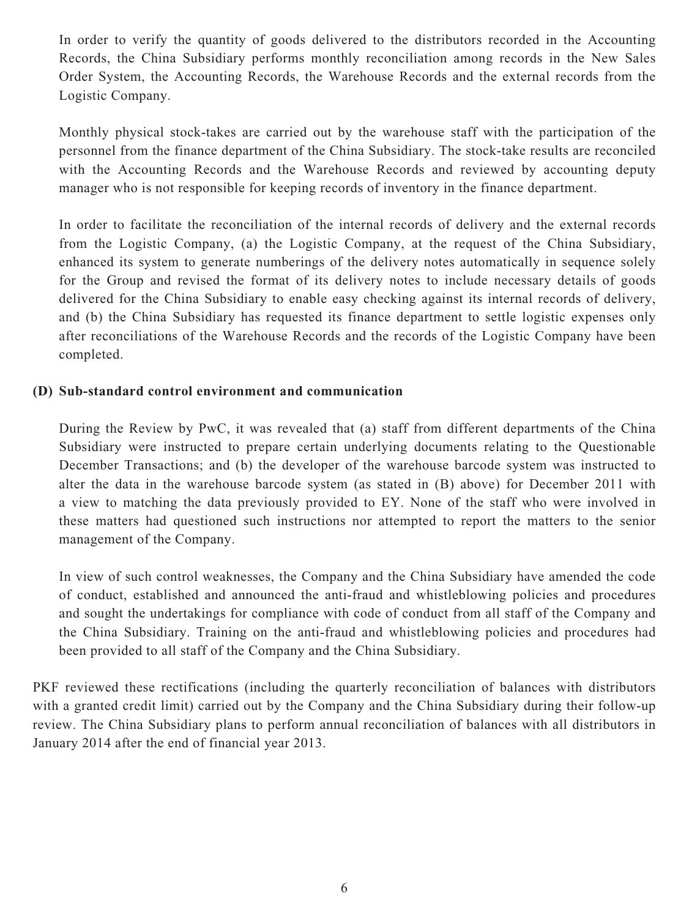In order to verify the quantity of goods delivered to the distributors recorded in the Accounting Records, the China Subsidiary performs monthly reconciliation among records in the New Sales Order System, the Accounting Records, the Warehouse Records and the external records from the Logistic Company.

Monthly physical stock-takes are carried out by the warehouse staff with the participation of the personnel from the finance department of the China Subsidiary. The stock-take results are reconciled with the Accounting Records and the Warehouse Records and reviewed by accounting deputy manager who is not responsible for keeping records of inventory in the finance department.

In order to facilitate the reconciliation of the internal records of delivery and the external records from the Logistic Company, (a) the Logistic Company, at the request of the China Subsidiary, enhanced its system to generate numberings of the delivery notes automatically in sequence solely for the Group and revised the format of its delivery notes to include necessary details of goods delivered for the China Subsidiary to enable easy checking against its internal records of delivery, and (b) the China Subsidiary has requested its finance department to settle logistic expenses only after reconciliations of the Warehouse Records and the records of the Logistic Company have been completed.

**(D) Sub-standard control environment and communication**

During the Review by PwC, it was revealed that (a) staff from different departments of the China Subsidiary were instructed to prepare certain underlying documents relating to the Questionable December Transactions; and (b) the developer of the warehouse barcode system was instructed to alter the data in the warehouse barcode system (as stated in (B) above) for December 2011 with a view to matching the data previously provided to EY. None of the staff who were involved in these matters had questioned such instructions nor attempted to report the matters to the senior management of the Company.

In view of such control weaknesses, the Company and the China Subsidiary have amended the code of conduct, established and announced the anti-fraud and whistleblowing policies and procedures and sought the undertakings for compliance with code of conduct from all staff of the Company and the China Subsidiary. Training on the anti-fraud and whistleblowing policies and procedures had been provided to all staff of the Company and the China Subsidiary.

PKF reviewed these rectifications (including the quarterly reconciliation of balances with distributors with a granted credit limit) carried out by the Company and the China Subsidiary during their follow-up review. The China Subsidiary plans to perform annual reconciliation of balances with all distributors in January 2014 after the end of financial year 2013.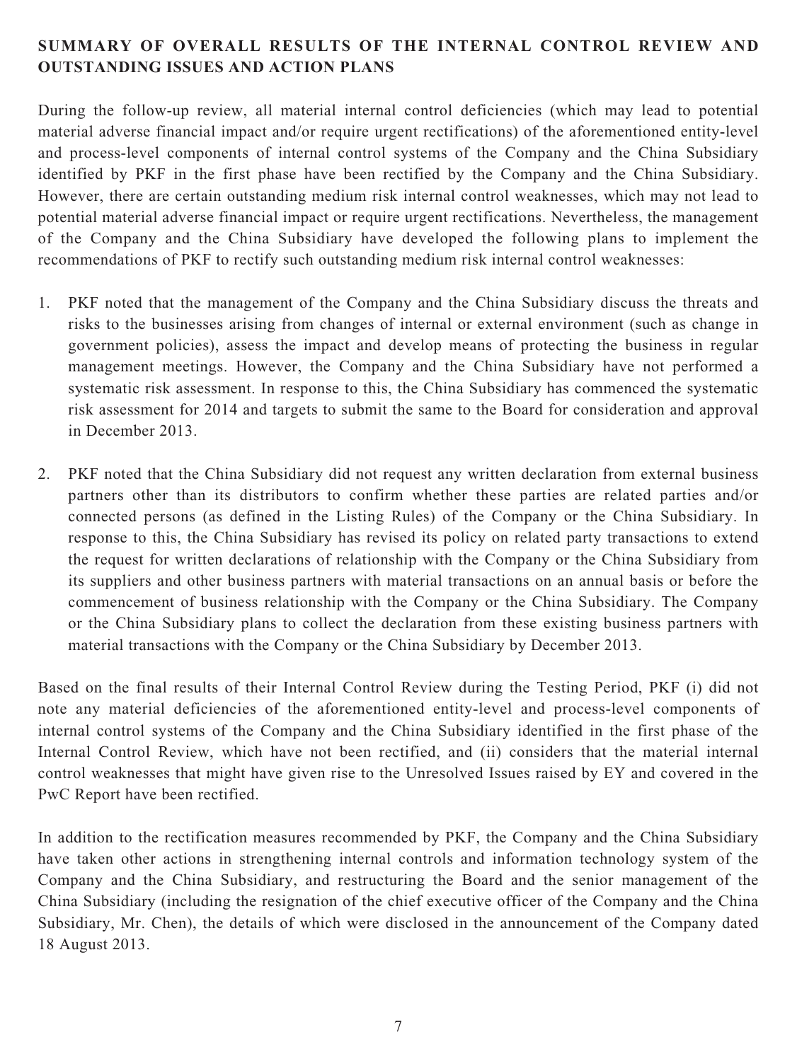## SUMMARY OF OVERALL RESULTS OF THE INTERNAL CONTROL REVIEW AND OUTSTANDING ISSUES AND ACTION PLANS

During the follow-up review, all material internal control deficiencies (which may lead to potential material adverse financial impact and/or require urgent rectifications) of the aforementioned entity-level and process-level components of internal control systems of the Company and the China Subsidiary identified by PKF in the first phase have been rectified by the Company and the China Subsidiary. However, there are certain outstanding medium risk internal control weaknesses, which may not lead to potential material adverse financial impact or require urgent rectifications. Nevertheless, the management of the Company and the China Subsidiary have developed the following plans to implement the recommendations of PKF to rectify such outstanding medium risk internal control weaknesses:

1. PKF noted that the management of the Company and the China Subsidiary discuss the threats and risks to the businesses arising from changes of internal or external environment (such as change in government policies), assess the impact and develop means of protecting the business in regular management meetings. However, the Company and the China Subsidiary have not performed a systematic risk assessment. In response to this, the China Subsidiary has commenced the systematic risk assessment for 2014 and targets to submit the same to the Board for consideration and approval in December 2013.

2. PKF noted that the China Subsidiary did not request any written declaration from external business partners other than its distributors to confirm whether these parties are related parties and/or connected persons (as defined in the Listing Rules) of the Company or the China Subsidiary. In response to this, the China Subsidiary has revised its policy on related party transactions to extend the request for written declarations of relationship with the Company or the China Subsidiary from its suppliers and other business partners with material transactions on an annual basis or before the commencement of business relationship with the Company or the China Subsidiary. The Company or the China Subsidiary plans to collect the declaration from these existing business partners with material transactions with the Company or the China Subsidiary by December 2013.

Based on the final results of their Internal Control Review during the Testing Period, PKF (i) did not note any material deficiencies of the aforementioned entity-level and process-level components of internal control systems of the Company and the China Subsidiary identified in the first phase of the Internal Control Review, which have not been rectified, and (ii) considers that the material internal control weaknesses that might have given rise to the Unresolved Issues raised by EY and covered in the PwC Report have been rectified.

In addition to the rectification measures recommended by PKF, the Company and the China Subsidiary have taken other actions in strengthening internal controls and information technology system of the Company and the China Subsidiary, and restructuring the Board and the senior management of the China Subsidiary (including the resignation of the chief executive officer of the Company and the China Subsidiary, Mr. Chen), the details of which were disclosed in the announcement of the Company dated 18 August 2013.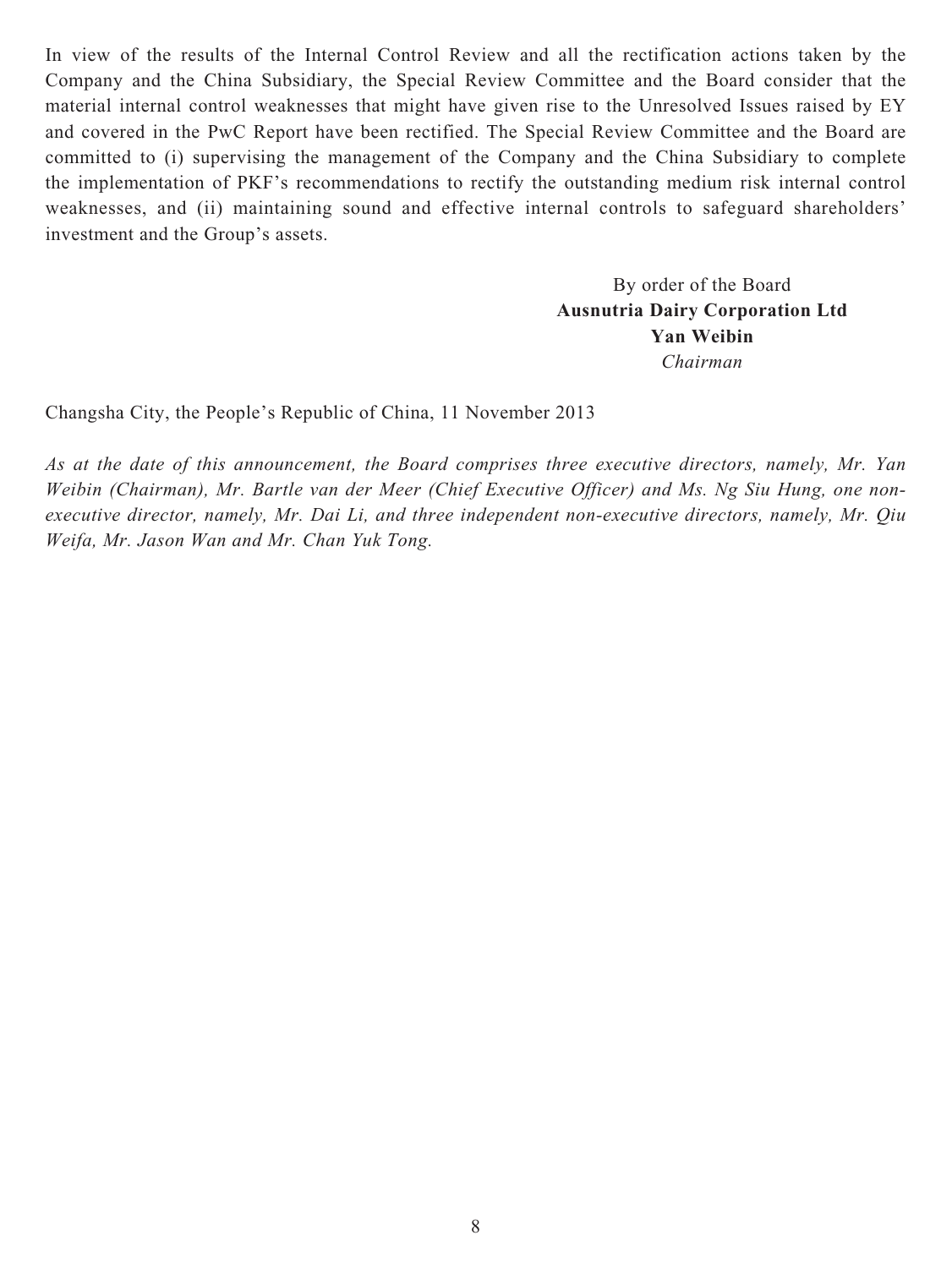In view of the results of the Internal Control Review and all the rectification actions taken by the Company and the China Subsidiary, the Special Review Committee and the Board consider that the material internal control weaknesses that might have given rise to the Unresolved Issues raised by EY and covered in the PwC Report have been rectified. The Special Review Committee and the Board are committed to (i) supervising the management of the Company and the China Subsidiary to complete the implementation of PKF's recommendations to rectify the outstanding medium risk internal control weaknesses, and (ii) maintaining sound and effective internal controls to safeguard shareholders' investment and the Group's assets.

By order of the Board
**Ausnutria Dairy Corporation Ltd**
**Yan Weibin**
*Chairman*

Changsha City, the People's Republic of China, 11 November 2013

*As at the date of this announcement, the Board comprises three executive directors, namely, Mr. Yan Weibin (Chairman), Mr. Bartle van der Meer (Chief Executive Officer) and Ms. Ng Siu Hung, one non-executive director, namely, Mr. Dai Li, and three independent non-executive directors, namely, Mr. Qiu Weifa, Mr. Jason Wan and Mr. Chan Yuk Tong.*